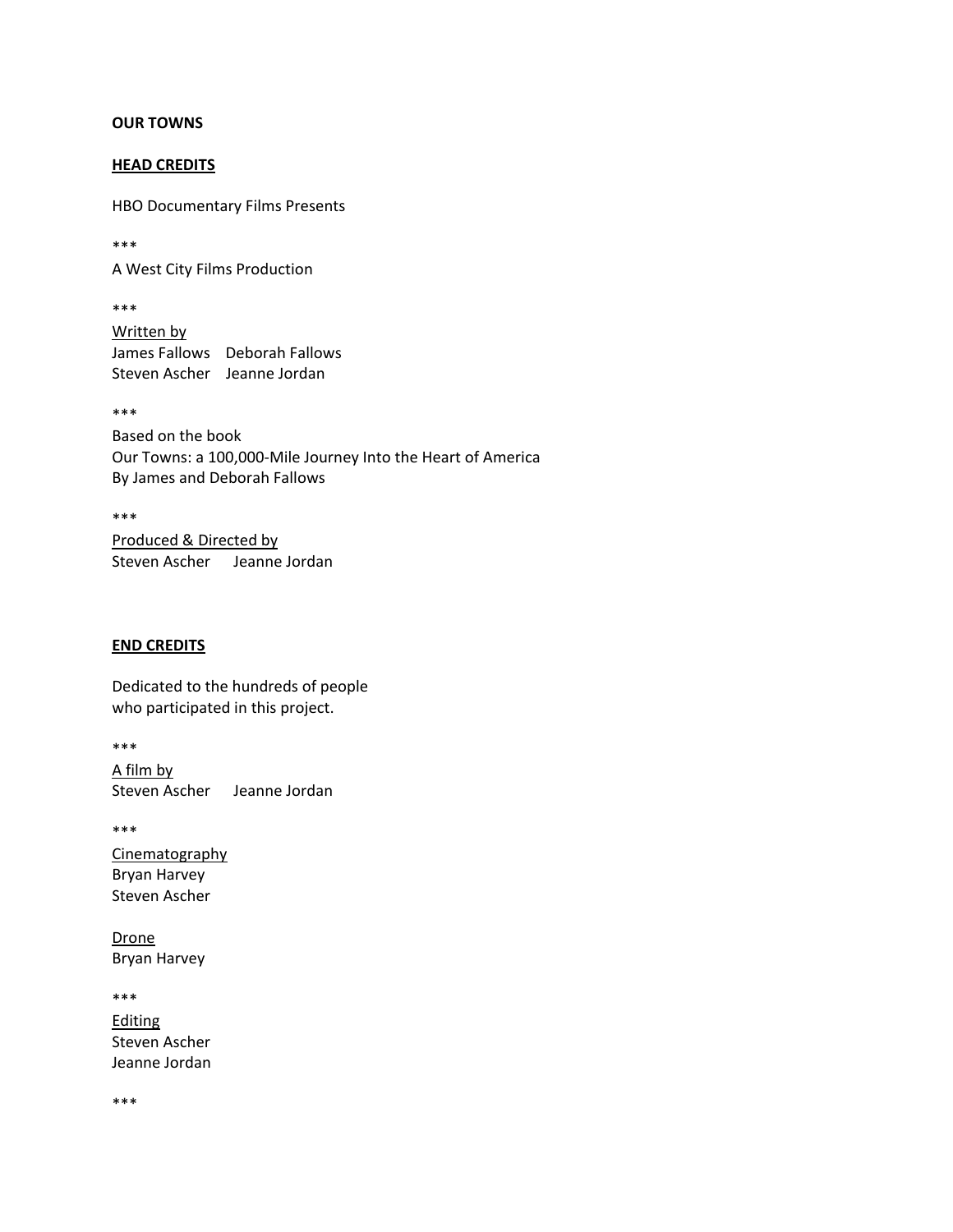**OUR TOWNS**

## HEAD CREDITS

HBO Documentary Films Presents

***

A West City Films Production

***

Written by
James Fallows    Deborah Fallows
Steven Ascher    Jeanne Jordan

***

Based on the book
Our Towns: a 100,000-Mile Journey Into the Heart of America
By James and Deborah Fallows

***

Produced & Directed by
Steven Ascher    Jeanne Jordan

## END CREDITS

Dedicated to the hundreds of people
who participated in this project.

***

A film by
Steven Ascher    Jeanne Jordan

***

Cinematography
Bryan Harvey
Steven Ascher

Drone
Bryan Harvey

***

Editing
Steven Ascher
Jeanne Jordan

***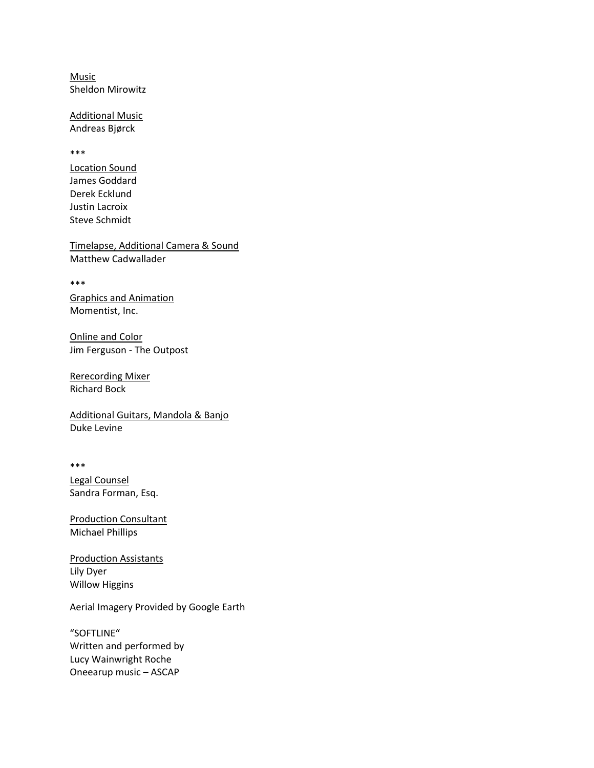<u>Music</u>
Sheldon Mirowitz

<u>Additional Music</u>
Andreas Bjørck

***

<u>Location Sound</u>
James Goddard
Derek Ecklund
Justin Lacroix
Steve Schmidt

<u>Timelapse, Additional Camera & Sound</u>
Matthew Cadwallader

***

<u>Graphics and Animation</u>
Momentist, Inc.

<u>Online and Color</u>
Jim Ferguson - The Outpost

<u>Rerecording Mixer</u>
Richard Bock

<u>Additional Guitars, Mandola & Banjo</u>
Duke Levine

***

<u>Legal Counsel</u>
Sandra Forman, Esq.

<u>Production Consultant</u>
Michael Phillips

<u>Production Assistants</u>
Lily Dyer
Willow Higgins

Aerial Imagery Provided by Google Earth

"SOFTLINE"
Written and performed by
Lucy Wainwright Roche
Oneearup music – ASCAP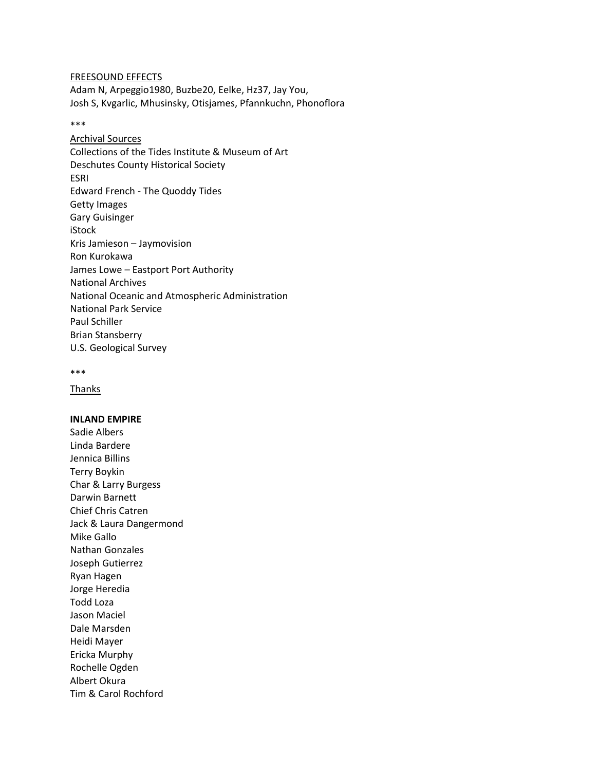FREESOUND EFFECTS

Adam N, Arpeggio1980, Buzbe20, Eelke, Hz37, Jay You,
Josh S, Kvgarlic, Mhusinsky, Otisjames, Pfannkuchn, Phonoflora

***

Archival Sources

Collections of the Tides Institute & Museum of Art
Deschutes County Historical Society
ESRI
Edward French - The Quoddy Tides
Getty Images
Gary Guisinger
iStock
Kris Jamieson – Jaymovision
Ron Kurokawa
James Lowe – Eastport Port Authority
National Archives
National Oceanic and Atmospheric Administration
National Park Service
Paul Schiller
Brian Stansberry
U.S. Geological Survey

***

Thanks

**INLAND EMPIRE**

Sadie Albers
Linda Bardere
Jennica Billins
Terry Boykin
Char & Larry Burgess
Darwin Barnett
Chief Chris Catren
Jack & Laura Dangermond
Mike Gallo
Nathan Gonzales
Joseph Gutierrez
Ryan Hagen
Jorge Heredia
Todd Loza
Jason Maciel
Dale Marsden
Heidi Mayer
Ericka Murphy
Rochelle Ogden
Albert Okura
Tim & Carol Rochford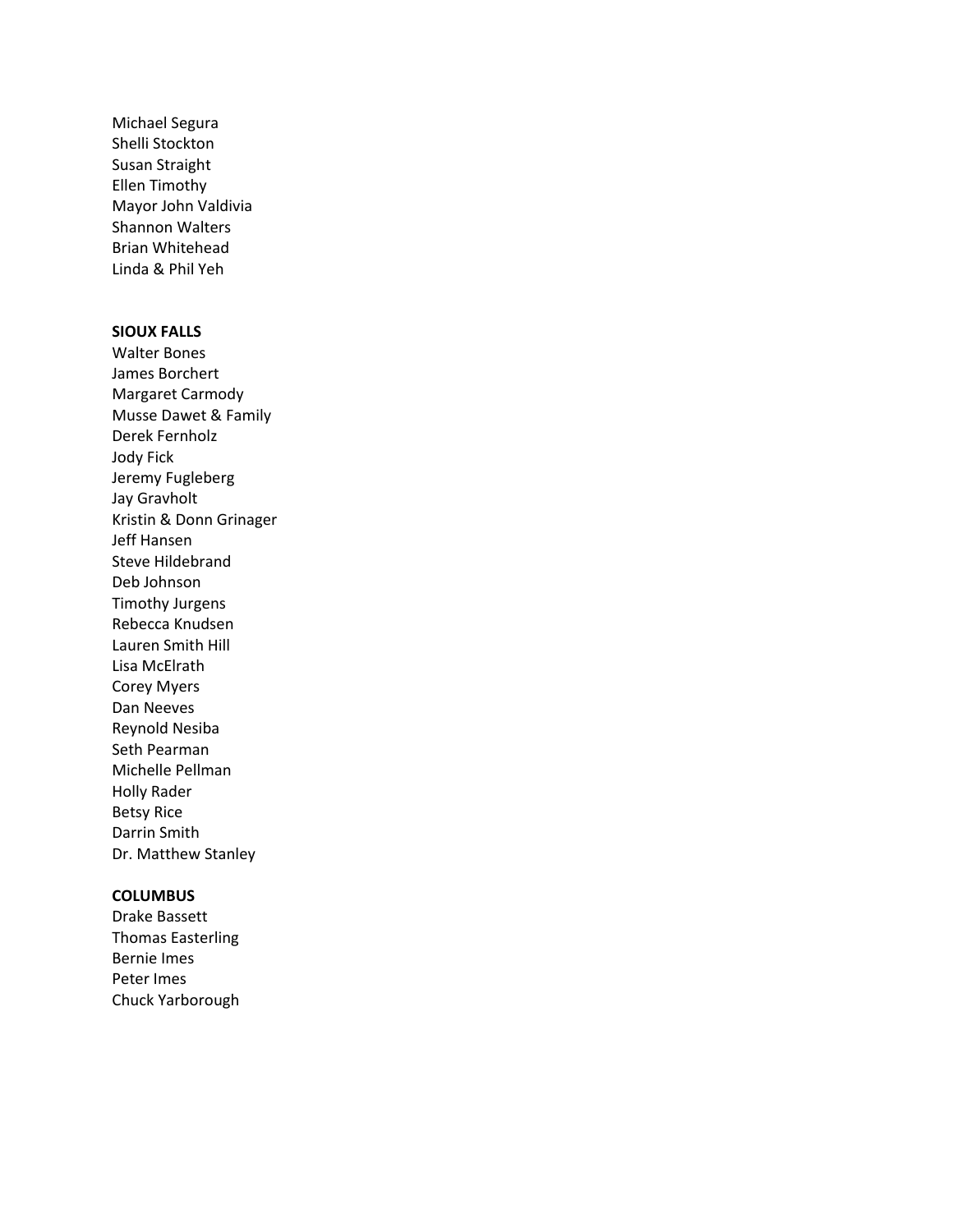Michael Segura
Shelli Stockton
Susan Straight
Ellen Timothy
Mayor John Valdivia
Shannon Walters
Brian Whitehead
Linda & Phil Yeh

**SIOUX FALLS**
Walter Bones
James Borchert
Margaret Carmody
Musse Dawet & Family
Derek Fernholz
Jody Fick
Jeremy Fugleberg
Jay Gravholt
Kristin & Donn Grinager
Jeff Hansen
Steve Hildebrand
Deb Johnson
Timothy Jurgens
Rebecca Knudsen
Lauren Smith Hill
Lisa McElrath
Corey Myers
Dan Neeves
Reynold Nesiba
Seth Pearman
Michelle Pellman
Holly Rader
Betsy Rice
Darrin Smith
Dr. Matthew Stanley

**COLUMBUS**
Drake Bassett
Thomas Easterling
Bernie Imes
Peter Imes
Chuck Yarborough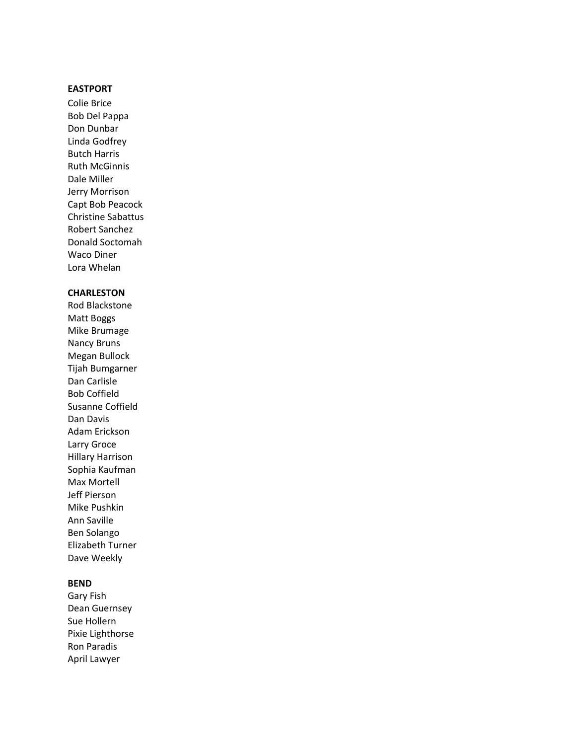**EASTPORT**

Colie Brice
Bob Del Pappa
Don Dunbar
Linda Godfrey
Butch Harris
Ruth McGinnis
Dale Miller
Jerry Morrison
Capt Bob Peacock
Christine Sabattus
Robert Sanchez
Donald Soctomah
Waco Diner
Lora Whelan

**CHARLESTON**

Rod Blackstone
Matt Boggs
Mike Brumage
Nancy Bruns
Megan Bullock
Tijah Bumgarner
Dan Carlisle
Bob Coffield
Susanne Coffield
Dan Davis
Adam Erickson
Larry Groce
Hillary Harrison
Sophia Kaufman
Max Mortell
Jeff Pierson
Mike Pushkin
Ann Saville
Ben Solango
Elizabeth Turner
Dave Weekly

**BEND**

Gary Fish
Dean Guernsey
Sue Hollern
Pixie Lighthorse
Ron Paradis
April Lawyer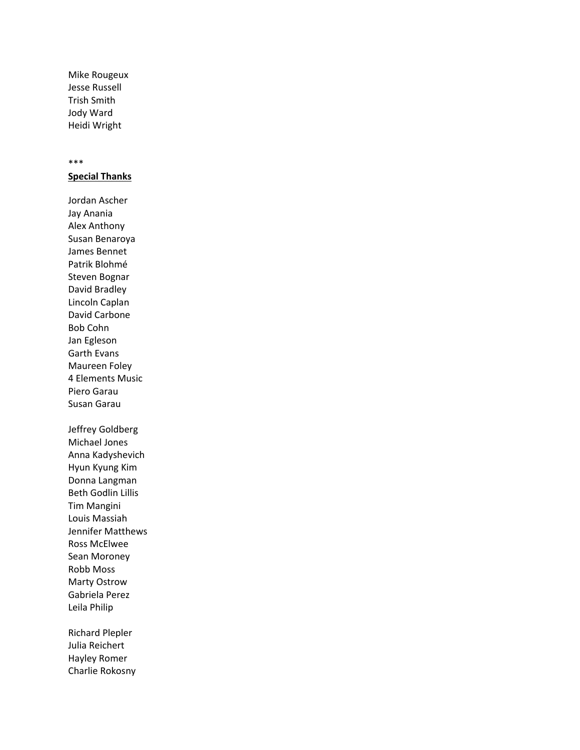Mike Rougeux
Jesse Russell
Trish Smith
Jody Ward
Heidi Wright

***

**Special Thanks**

Jordan Ascher
Jay Anania
Alex Anthony
Susan Benaroya
James Bennet
Patrik Blohmé
Steven Bognar
David Bradley
Lincoln Caplan
David Carbone
Bob Cohn
Jan Egleson
Garth Evans
Maureen Foley
4 Elements Music
Piero Garau
Susan Garau

Jeffrey Goldberg
Michael Jones
Anna Kadyshevich
Hyun Kyung Kim
Donna Langman
Beth Godlin Lillis
Tim Mangini
Louis Massiah
Jennifer Matthews
Ross McElwee
Sean Moroney
Robb Moss
Marty Ostrow
Gabriela Perez
Leila Philip

Richard Plepler
Julia Reichert
Hayley Romer
Charlie Rokosny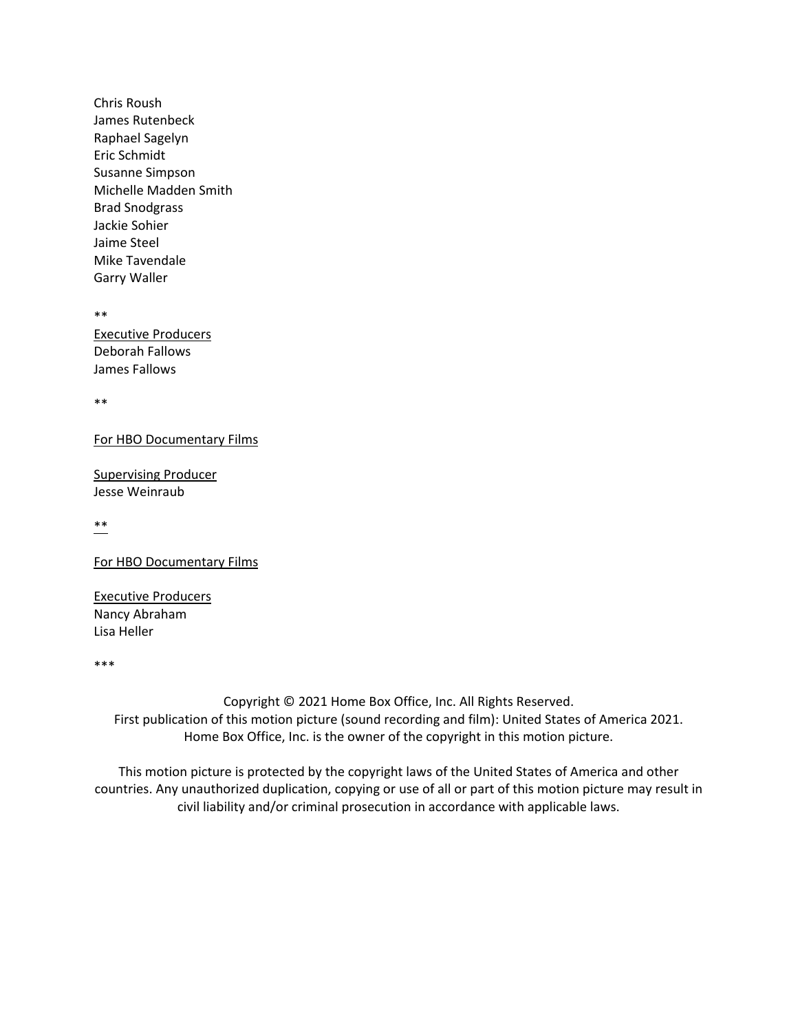Chris Roush
James Rutenbeck
Raphael Sagelyn
Eric Schmidt
Susanne Simpson
Michelle Madden Smith
Brad Snodgrass
Jackie Sohier
Jaime Steel
Mike Tavendale
Garry Waller

**

<u>Executive Producers</u>
Deborah Fallows
James Fallows

**

<u>For HBO Documentary Films</u>

<u>Supervising Producer</u>
Jesse Weinraub

**

<u>For HBO Documentary Films</u>

<u>Executive Producers</u>
Nancy Abraham
Lisa Heller

***

Copyright © 2021 Home Box Office, Inc. All Rights Reserved.
First publication of this motion picture (sound recording and film): United States of America 2021.
Home Box Office, Inc. is the owner of the copyright in this motion picture.

This motion picture is protected by the copyright laws of the United States of America and other countries. Any unauthorized duplication, copying or use of all or part of this motion picture may result in civil liability and/or criminal prosecution in accordance with applicable laws.